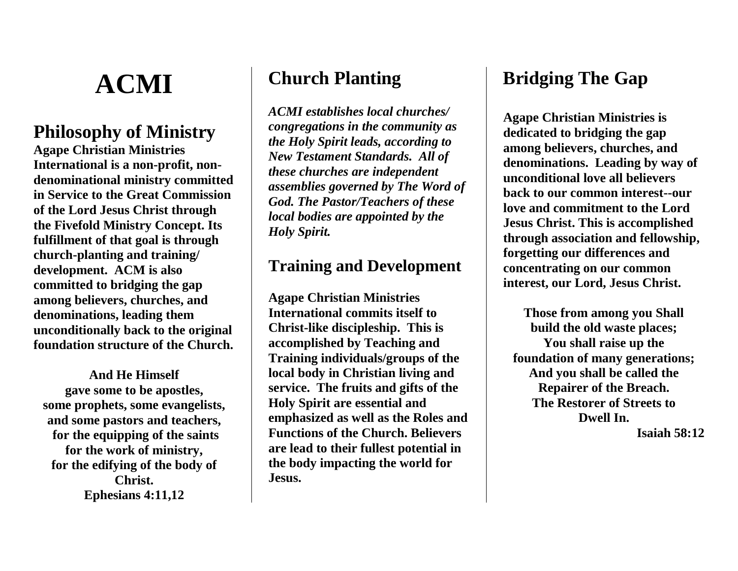# ACMI

## Philosophy of Ministry

**Agape Christian Ministries International is a non-profit, non-denominational ministry committed in Service to the Great Commission of the Lord Jesus Christ through the Fivefold Ministry Concept. Its fulfillment of that goal is through church-planting and training/ development. ACM is also committed to bridging the gap among believers, churches, and denominations, leading them unconditionally back to the original foundation structure of the Church.**

**And He Himself**
**gave some to be apostles,**
**some prophets, some evangelists,**
**and some pastors and teachers,**
**for the equipping of the saints**
**for the work of ministry,**
**for the edifying of the body of Christ.**
**Ephesians 4:11,12**

## Church Planting

***ACMI establishes local churches/ congregations in the community as the Holy Spirit leads, according to New Testament Standards. All of these churches are independent assemblies governed by The Word of God. The Pastor/Teachers of these local bodies are appointed by the Holy Spirit.***

## Training and Development

**Agape Christian Ministries International commits itself to Christ-like discipleship. This is accomplished by Teaching and Training individuals/groups of the local body in Christian living and service. The fruits and gifts of the Holy Spirit are essential and emphasized as well as the Roles and Functions of the Church. Believers are lead to their fullest potential in the body impacting the world for Jesus.**

## Bridging The Gap

**Agape Christian Ministries is dedicated to bridging the gap among believers, churches, and denominations. Leading by way of unconditional love all believers back to our common interest--our love and commitment to the Lord Jesus Christ. This is accomplished through association and fellowship, forgetting our differences and concentrating on our common interest, our Lord, Jesus Christ.**

**Those from among you Shall**
**build the old waste places;**
**You shall raise up the**
**foundation of many generations;**
**And you shall be called the**
**Repairer of the Breach.**
**The Restorer of Streets to**
**Dwell In.**
**Isaiah 58:12**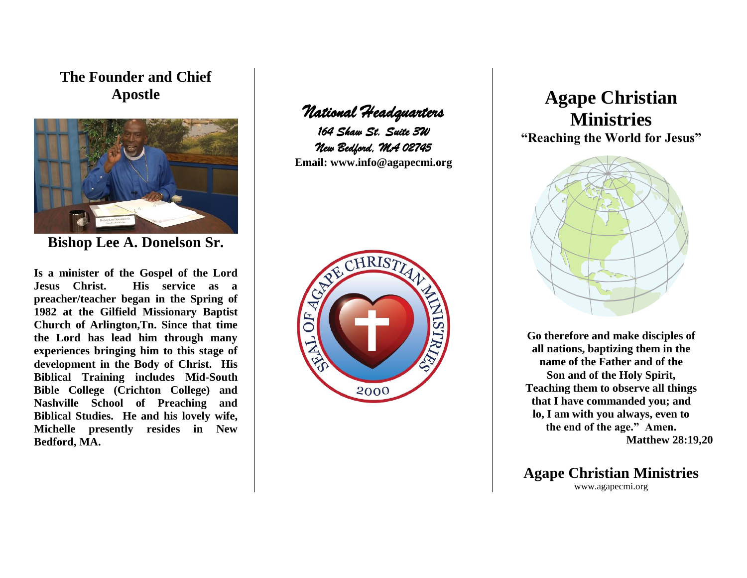## The Founder and Chief Apostle

**Bishop Lee A. Donelson Sr.**

**Is a minister of the Gospel of the Lord Jesus Christ. His service as a preacher/teacher began in the Spring of 1982 at the Gilfield Missionary Baptist Church of Arlington,Tn. Since that time the Lord has lead him through many experiences bringing him to this stage of development in the Body of Christ. His Biblical Training includes Mid-South Bible College (Crichton College) and Nashville School of Preaching and Biblical Studies. He and his lovely wife, Michelle presently resides in New Bedford, MA.**

*National Headquarters*

*164 Shaw St. Suite 3W*
*New Bedford, MA 02745*

**Email: www.info@agapecmi.org**

SEAL OF AGAPE CHRISTIAN MINISTRIES
2000

# Agape Christian Ministries

**"Reaching the World for Jesus"**

**Go therefore and make disciples of all nations, baptizing them in the name of the Father and of the Son and of the Holy Spirit, Teaching them to observe all things that I have commanded you; and lo, I am with you always, even to the end of the age." Amen.**
**Matthew 28:19,20**

## Agape Christian Ministries

www.agapecmi.org